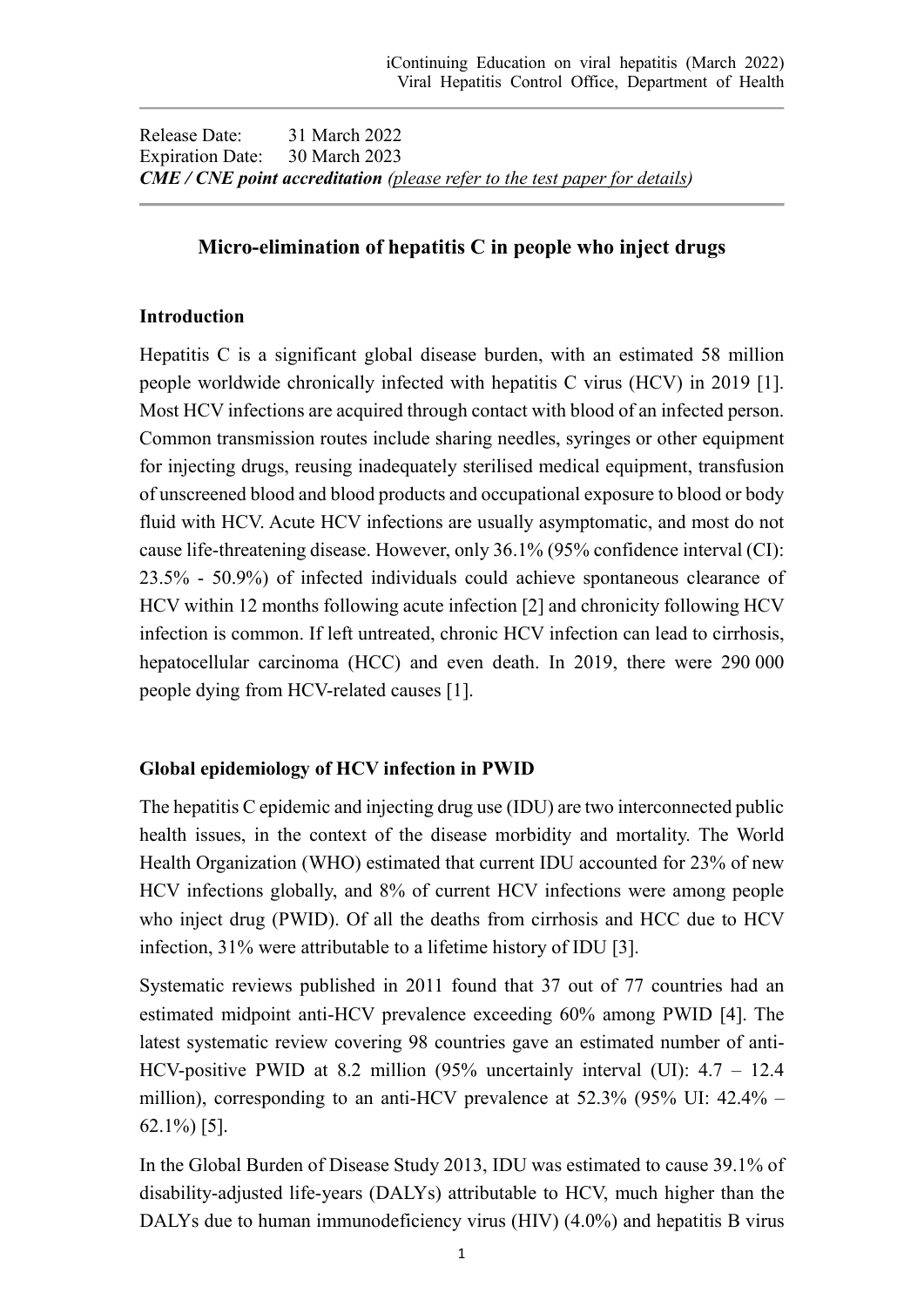Release Date: 31 March 2022
Expiration Date: 30 March 2023
***CME / CNE point accreditation*** *(please refer to the test paper for details)*

## Micro-elimination of hepatitis C in people who inject drugs

### Introduction

Hepatitis C is a significant global disease burden, with an estimated 58 million people worldwide chronically infected with hepatitis C virus (HCV) in 2019 [1]. Most HCV infections are acquired through contact with blood of an infected person. Common transmission routes include sharing needles, syringes or other equipment for injecting drugs, reusing inadequately sterilised medical equipment, transfusion of unscreened blood and blood products and occupational exposure to blood or body fluid with HCV. Acute HCV infections are usually asymptomatic, and most do not cause life-threatening disease. However, only 36.1% (95% confidence interval (CI): 23.5% - 50.9%) of infected individuals could achieve spontaneous clearance of HCV within 12 months following acute infection [2] and chronicity following HCV infection is common. If left untreated, chronic HCV infection can lead to cirrhosis, hepatocellular carcinoma (HCC) and even death. In 2019, there were 290 000 people dying from HCV-related causes [1].

### Global epidemiology of HCV infection in PWID

The hepatitis C epidemic and injecting drug use (IDU) are two interconnected public health issues, in the context of the disease morbidity and mortality. The World Health Organization (WHO) estimated that current IDU accounted for 23% of new HCV infections globally, and 8% of current HCV infections were among people who inject drug (PWID). Of all the deaths from cirrhosis and HCC due to HCV infection, 31% were attributable to a lifetime history of IDU [3].

Systematic reviews published in 2011 found that 37 out of 77 countries had an estimated midpoint anti-HCV prevalence exceeding 60% among PWID [4]. The latest systematic review covering 98 countries gave an estimated number of anti-HCV-positive PWID at 8.2 million (95% uncertainly interval (UI): 4.7 – 12.4 million), corresponding to an anti-HCV prevalence at 52.3% (95% UI: 42.4% – 62.1%) [5].

In the Global Burden of Disease Study 2013, IDU was estimated to cause 39.1% of disability-adjusted life-years (DALYs) attributable to HCV, much higher than the DALYs due to human immunodeficiency virus (HIV) (4.0%) and hepatitis B virus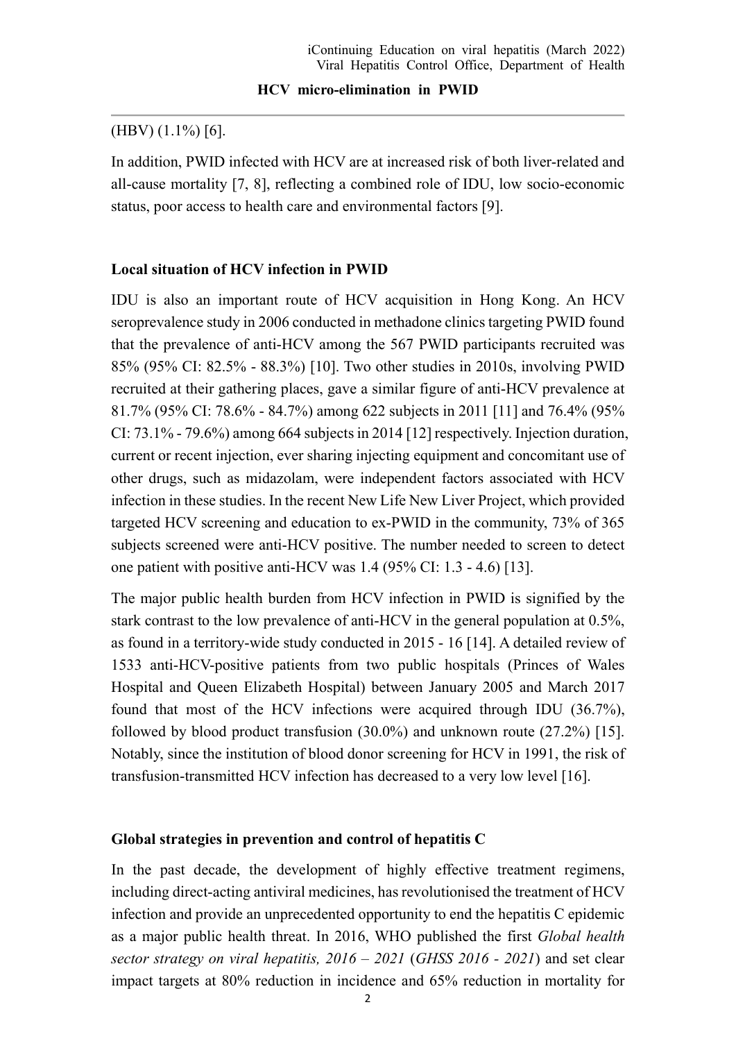(HBV) (1.1%) [6].

In addition, PWID infected with HCV are at increased risk of both liver-related and all-cause mortality [7, 8], reflecting a combined role of IDU, low socio-economic status, poor access to health care and environmental factors [9].

**Local situation of HCV infection in PWID**

IDU is also an important route of HCV acquisition in Hong Kong. An HCV seroprevalence study in 2006 conducted in methadone clinics targeting PWID found that the prevalence of anti-HCV among the 567 PWID participants recruited was 85% (95% CI: 82.5% - 88.3%) [10]. Two other studies in 2010s, involving PWID recruited at their gathering places, gave a similar figure of anti-HCV prevalence at 81.7% (95% CI: 78.6% - 84.7%) among 622 subjects in 2011 [11] and 76.4% (95% CI: 73.1% - 79.6%) among 664 subjects in 2014 [12] respectively. Injection duration, current or recent injection, ever sharing injecting equipment and concomitant use of other drugs, such as midazolam, were independent factors associated with HCV infection in these studies. In the recent New Life New Liver Project, which provided targeted HCV screening and education to ex-PWID in the community, 73% of 365 subjects screened were anti-HCV positive. The number needed to screen to detect one patient with positive anti-HCV was 1.4 (95% CI: 1.3 - 4.6) [13].

The major public health burden from HCV infection in PWID is signified by the stark contrast to the low prevalence of anti-HCV in the general population at 0.5%, as found in a territory-wide study conducted in 2015 - 16 [14]. A detailed review of 1533 anti-HCV-positive patients from two public hospitals (Princes of Wales Hospital and Queen Elizabeth Hospital) between January 2005 and March 2017 found that most of the HCV infections were acquired through IDU (36.7%), followed by blood product transfusion (30.0%) and unknown route (27.2%) [15]. Notably, since the institution of blood donor screening for HCV in 1991, the risk of transfusion-transmitted HCV infection has decreased to a very low level [16].

**Global strategies in prevention and control of hepatitis C**

In the past decade, the development of highly effective treatment regimens, including direct-acting antiviral medicines, has revolutionised the treatment of HCV infection and provide an unprecedented opportunity to end the hepatitis C epidemic as a major public health threat. In 2016, WHO published the first *Global health sector strategy on viral hepatitis, 2016 – 2021* (*GHSS 2016 - 2021*) and set clear impact targets at 80% reduction in incidence and 65% reduction in mortality for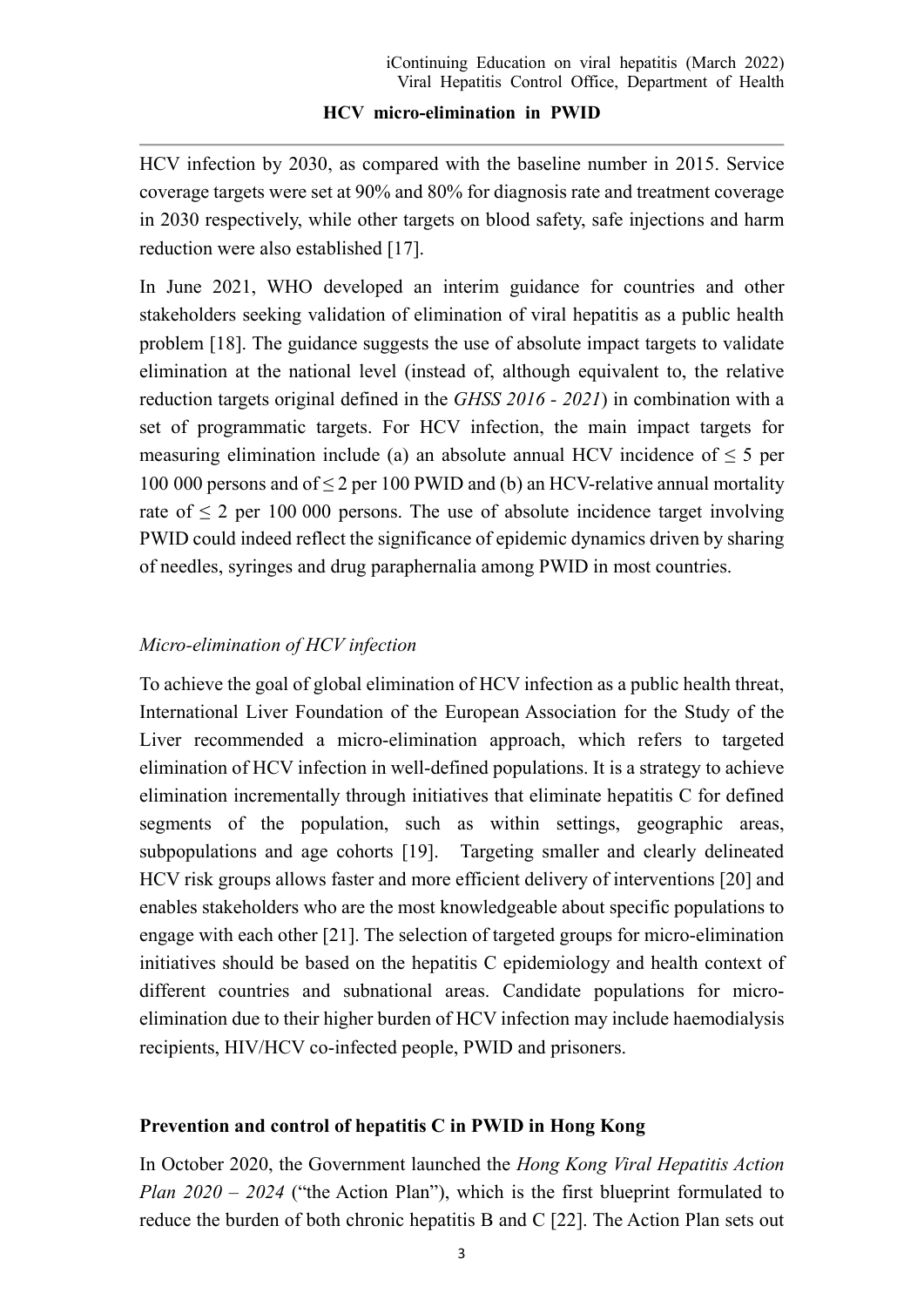HCV infection by 2030, as compared with the baseline number in 2015. Service coverage targets were set at 90% and 80% for diagnosis rate and treatment coverage in 2030 respectively, while other targets on blood safety, safe injections and harm reduction were also established [17].

In June 2021, WHO developed an interim guidance for countries and other stakeholders seeking validation of elimination of viral hepatitis as a public health problem [18]. The guidance suggests the use of absolute impact targets to validate elimination at the national level (instead of, although equivalent to, the relative reduction targets original defined in the *GHSS 2016 - 2021*) in combination with a set of programmatic targets. For HCV infection, the main impact targets for measuring elimination include (a) an absolute annual HCV incidence of $\leq 5$ per 100 000 persons and of $\leq 2$ per 100 PWID and (b) an HCV-relative annual mortality rate of $\leq 2$ per 100 000 persons. The use of absolute incidence target involving PWID could indeed reflect the significance of epidemic dynamics driven by sharing of needles, syringes and drug paraphernalia among PWID in most countries.

### *Micro-elimination of HCV infection*

To achieve the goal of global elimination of HCV infection as a public health threat, International Liver Foundation of the European Association for the Study of the Liver recommended a micro-elimination approach, which refers to targeted elimination of HCV infection in well-defined populations. It is a strategy to achieve elimination incrementally through initiatives that eliminate hepatitis C for defined segments of the population, such as within settings, geographic areas, subpopulations and age cohorts [19]. Targeting smaller and clearly delineated HCV risk groups allows faster and more efficient delivery of interventions [20] and enables stakeholders who are the most knowledgeable about specific populations to engage with each other [21]. The selection of targeted groups for micro-elimination initiatives should be based on the hepatitis C epidemiology and health context of different countries and subnational areas. Candidate populations for micro-elimination due to their higher burden of HCV infection may include haemodialysis recipients, HIV/HCV co-infected people, PWID and prisoners.

## **Prevention and control of hepatitis C in PWID in Hong Kong**

In October 2020, the Government launched the *Hong Kong Viral Hepatitis Action Plan 2020 – 2024* ("the Action Plan"), which is the first blueprint formulated to reduce the burden of both chronic hepatitis B and C [22]. The Action Plan sets out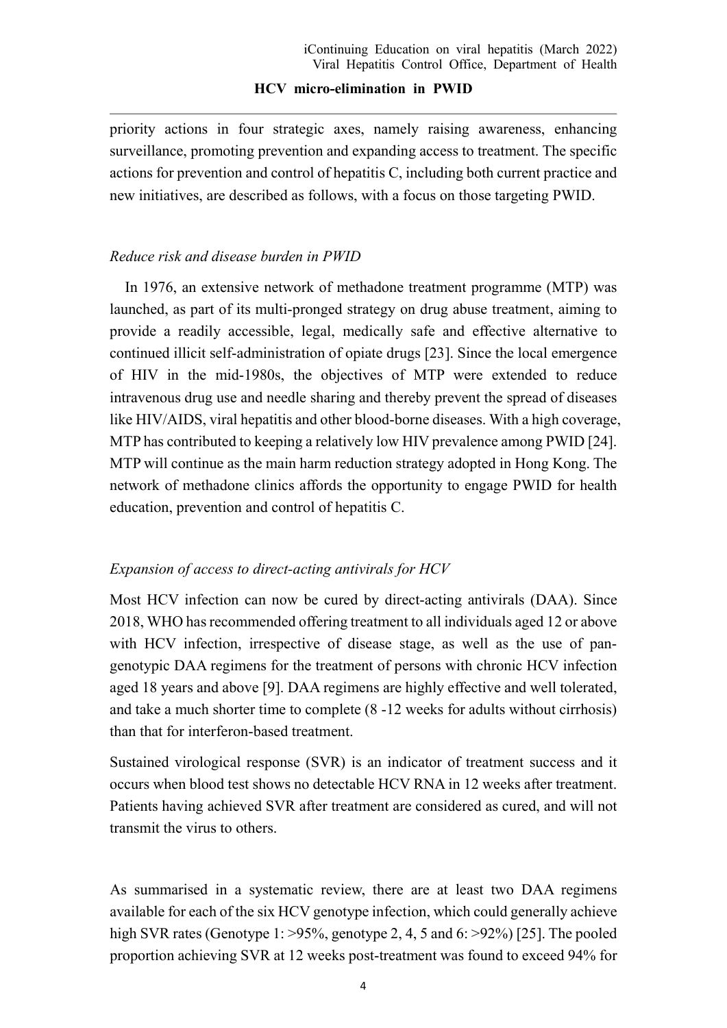priority actions in four strategic axes, namely raising awareness, enhancing surveillance, promoting prevention and expanding access to treatment. The specific actions for prevention and control of hepatitis C, including both current practice and new initiatives, are described as follows, with a focus on those targeting PWID.

*Reduce risk and disease burden in PWID*

In 1976, an extensive network of methadone treatment programme (MTP) was launched, as part of its multi-pronged strategy on drug abuse treatment, aiming to provide a readily accessible, legal, medically safe and effective alternative to continued illicit self-administration of opiate drugs [23]. Since the local emergence of HIV in the mid-1980s, the objectives of MTP were extended to reduce intravenous drug use and needle sharing and thereby prevent the spread of diseases like HIV/AIDS, viral hepatitis and other blood-borne diseases. With a high coverage, MTP has contributed to keeping a relatively low HIV prevalence among PWID [24]. MTP will continue as the main harm reduction strategy adopted in Hong Kong. The network of methadone clinics affords the opportunity to engage PWID for health education, prevention and control of hepatitis C.

*Expansion of access to direct-acting antivirals for HCV*

Most HCV infection can now be cured by direct-acting antivirals (DAA). Since 2018, WHO has recommended offering treatment to all individuals aged 12 or above with HCV infection, irrespective of disease stage, as well as the use of pan-genotypic DAA regimens for the treatment of persons with chronic HCV infection aged 18 years and above [9]. DAA regimens are highly effective and well tolerated, and take a much shorter time to complete (8 -12 weeks for adults without cirrhosis) than that for interferon-based treatment.

Sustained virological response (SVR) is an indicator of treatment success and it occurs when blood test shows no detectable HCV RNA in 12 weeks after treatment. Patients having achieved SVR after treatment are considered as cured, and will not transmit the virus to others.

As summarised in a systematic review, there are at least two DAA regimens available for each of the six HCV genotype infection, which could generally achieve high SVR rates (Genotype 1: >95%, genotype 2, 4, 5 and 6: >92%) [25]. The pooled proportion achieving SVR at 12 weeks post-treatment was found to exceed 94% for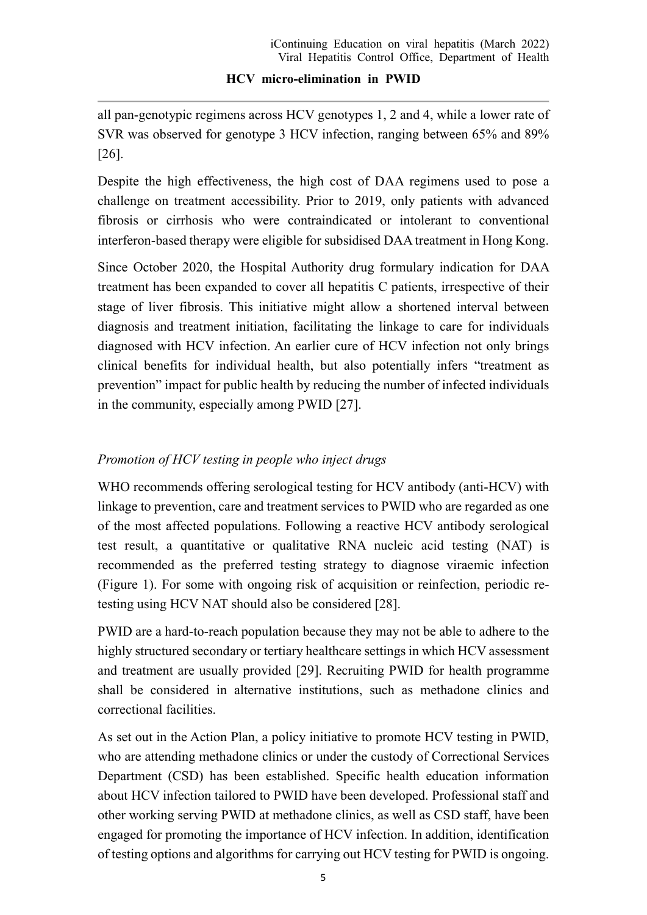all pan-genotypic regimens across HCV genotypes 1, 2 and 4, while a lower rate of SVR was observed for genotype 3 HCV infection, ranging between 65% and 89% [26].

Despite the high effectiveness, the high cost of DAA regimens used to pose a challenge on treatment accessibility. Prior to 2019, only patients with advanced fibrosis or cirrhosis who were contraindicated or intolerant to conventional interferon-based therapy were eligible for subsidised DAA treatment in Hong Kong.

Since October 2020, the Hospital Authority drug formulary indication for DAA treatment has been expanded to cover all hepatitis C patients, irrespective of their stage of liver fibrosis. This initiative might allow a shortened interval between diagnosis and treatment initiation, facilitating the linkage to care for individuals diagnosed with HCV infection. An earlier cure of HCV infection not only brings clinical benefits for individual health, but also potentially infers "treatment as prevention" impact for public health by reducing the number of infected individuals in the community, especially among PWID [27].

*Promotion of HCV testing in people who inject drugs*

WHO recommends offering serological testing for HCV antibody (anti-HCV) with linkage to prevention, care and treatment services to PWID who are regarded as one of the most affected populations. Following a reactive HCV antibody serological test result, a quantitative or qualitative RNA nucleic acid testing (NAT) is recommended as the preferred testing strategy to diagnose viraemic infection (Figure 1). For some with ongoing risk of acquisition or reinfection, periodic re-testing using HCV NAT should also be considered [28].

PWID are a hard-to-reach population because they may not be able to adhere to the highly structured secondary or tertiary healthcare settings in which HCV assessment and treatment are usually provided [29]. Recruiting PWID for health programme shall be considered in alternative institutions, such as methadone clinics and correctional facilities.

As set out in the Action Plan, a policy initiative to promote HCV testing in PWID, who are attending methadone clinics or under the custody of Correctional Services Department (CSD) has been established. Specific health education information about HCV infection tailored to PWID have been developed. Professional staff and other working serving PWID at methadone clinics, as well as CSD staff, have been engaged for promoting the importance of HCV infection. In addition, identification of testing options and algorithms for carrying out HCV testing for PWID is ongoing.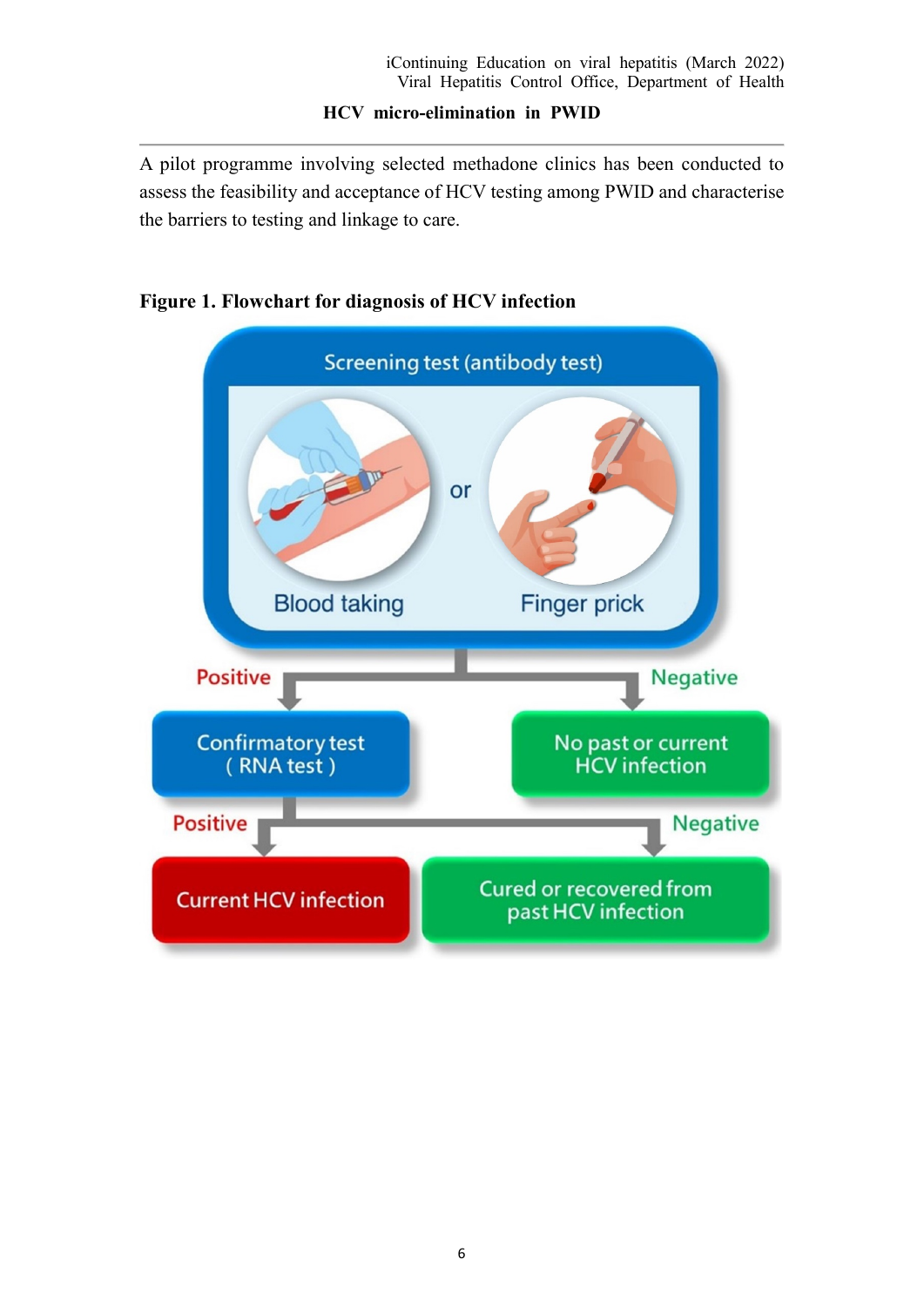A pilot programme involving selected methadone clinics has been conducted to assess the feasibility and acceptance of HCV testing among PWID and characterise the barriers to testing and linkage to care.

**Figure 1. Flowchart for diagnosis of HCV infection**

Screening test (antibody test)

Blood taking or Finger prick

- Positive → Confirmatory test (RNA test)
  - Positive → Current HCV infection
  - Negative → Cured or recovered from past HCV infection
- Negative → No past or current HCV infection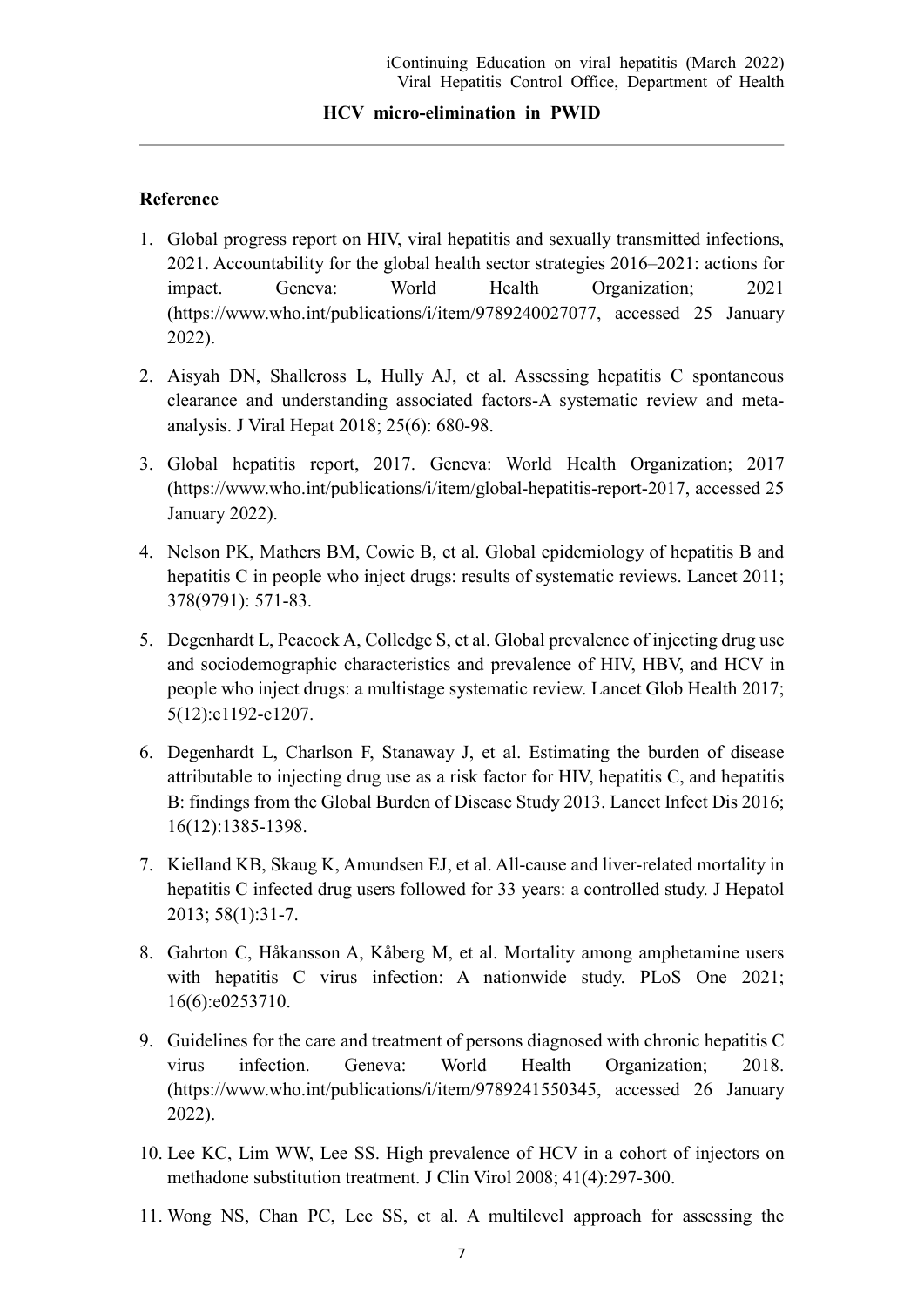## Reference

1. Global progress report on HIV, viral hepatitis and sexually transmitted infections, 2021. Accountability for the global health sector strategies 2016–2021: actions for impact. Geneva: World Health Organization; 2021 (https://www.who.int/publications/i/item/9789240027077, accessed 25 January 2022).

2. Aisyah DN, Shallcross L, Hully AJ, et al. Assessing hepatitis C spontaneous clearance and understanding associated factors-A systematic review and meta-analysis. J Viral Hepat 2018; 25(6): 680-98.

3. Global hepatitis report, 2017. Geneva: World Health Organization; 2017 (https://www.who.int/publications/i/item/global-hepatitis-report-2017, accessed 25 January 2022).

4. Nelson PK, Mathers BM, Cowie B, et al. Global epidemiology of hepatitis B and hepatitis C in people who inject drugs: results of systematic reviews. Lancet 2011; 378(9791): 571-83.

5. Degenhardt L, Peacock A, Colledge S, et al. Global prevalence of injecting drug use and sociodemographic characteristics and prevalence of HIV, HBV, and HCV in people who inject drugs: a multistage systematic review. Lancet Glob Health 2017; 5(12):e1192-e1207.

6. Degenhardt L, Charlson F, Stanaway J, et al. Estimating the burden of disease attributable to injecting drug use as a risk factor for HIV, hepatitis C, and hepatitis B: findings from the Global Burden of Disease Study 2013. Lancet Infect Dis 2016; 16(12):1385-1398.

7. Kielland KB, Skaug K, Amundsen EJ, et al. All-cause and liver-related mortality in hepatitis C infected drug users followed for 33 years: a controlled study. J Hepatol 2013; 58(1):31-7.

8. Gahrton C, Håkansson A, Kåberg M, et al. Mortality among amphetamine users with hepatitis C virus infection: A nationwide study. PLoS One 2021; 16(6):e0253710.

9. Guidelines for the care and treatment of persons diagnosed with chronic hepatitis C virus infection. Geneva: World Health Organization; 2018. (https://www.who.int/publications/i/item/9789241550345, accessed 26 January 2022).

10. Lee KC, Lim WW, Lee SS. High prevalence of HCV in a cohort of injectors on methadone substitution treatment. J Clin Virol 2008; 41(4):297-300.

11. Wong NS, Chan PC, Lee SS, et al. A multilevel approach for assessing the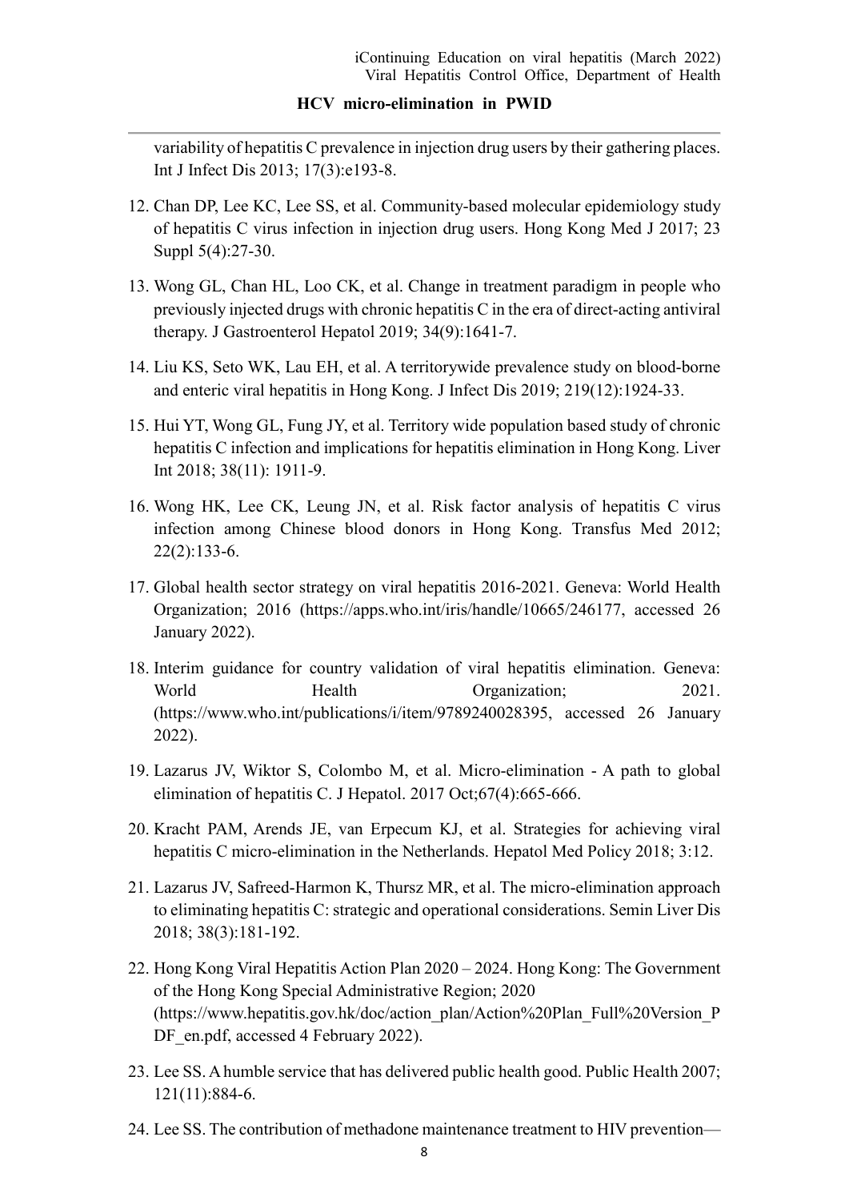variability of hepatitis C prevalence in injection drug users by their gathering places. Int J Infect Dis 2013; 17(3):e193-8.

12. Chan DP, Lee KC, Lee SS, et al. Community-based molecular epidemiology study of hepatitis C virus infection in injection drug users. Hong Kong Med J 2017; 23 Suppl 5(4):27-30.

13. Wong GL, Chan HL, Loo CK, et al. Change in treatment paradigm in people who previously injected drugs with chronic hepatitis C in the era of direct-acting antiviral therapy. J Gastroenterol Hepatol 2019; 34(9):1641-7.

14. Liu KS, Seto WK, Lau EH, et al. A territorywide prevalence study on blood-borne and enteric viral hepatitis in Hong Kong. J Infect Dis 2019; 219(12):1924-33.

15. Hui YT, Wong GL, Fung JY, et al. Territory wide population based study of chronic hepatitis C infection and implications for hepatitis elimination in Hong Kong. Liver Int 2018; 38(11): 1911-9.

16. Wong HK, Lee CK, Leung JN, et al. Risk factor analysis of hepatitis C virus infection among Chinese blood donors in Hong Kong. Transfus Med 2012; 22(2):133-6.

17. Global health sector strategy on viral hepatitis 2016-2021. Geneva: World Health Organization; 2016 (https://apps.who.int/iris/handle/10665/246177, accessed 26 January 2022).

18. Interim guidance for country validation of viral hepatitis elimination. Geneva: World Health Organization; 2021. (https://www.who.int/publications/i/item/9789240028395, accessed 26 January 2022).

19. Lazarus JV, Wiktor S, Colombo M, et al. Micro-elimination - A path to global elimination of hepatitis C. J Hepatol. 2017 Oct;67(4):665-666.

20. Kracht PAM, Arends JE, van Erpecum KJ, et al. Strategies for achieving viral hepatitis C micro-elimination in the Netherlands. Hepatol Med Policy 2018; 3:12.

21. Lazarus JV, Safreed-Harmon K, Thursz MR, et al. The micro-elimination approach to eliminating hepatitis C: strategic and operational considerations. Semin Liver Dis 2018; 38(3):181-192.

22. Hong Kong Viral Hepatitis Action Plan 2020 – 2024. Hong Kong: The Government of the Hong Kong Special Administrative Region; 2020 (https://www.hepatitis.gov.hk/doc/action_plan/Action%20Plan_Full%20Version_PDF_en.pdf, accessed 4 February 2022).

23. Lee SS. A humble service that has delivered public health good. Public Health 2007; 121(11):884-6.

24. Lee SS. The contribution of methadone maintenance treatment to HIV prevention—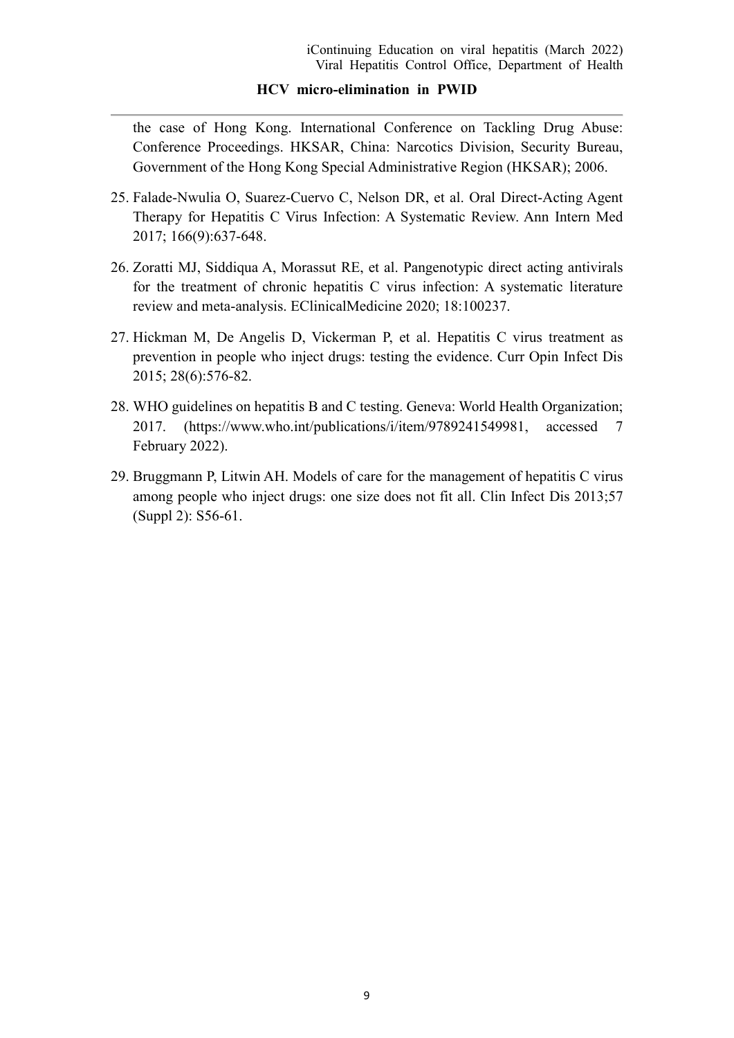the case of Hong Kong. International Conference on Tackling Drug Abuse: Conference Proceedings. HKSAR, China: Narcotics Division, Security Bureau, Government of the Hong Kong Special Administrative Region (HKSAR); 2006.

25. Falade-Nwulia O, Suarez-Cuervo C, Nelson DR, et al. Oral Direct-Acting Agent Therapy for Hepatitis C Virus Infection: A Systematic Review. Ann Intern Med 2017; 166(9):637-648.

26. Zoratti MJ, Siddiqua A, Morassut RE, et al. Pangenotypic direct acting antivirals for the treatment of chronic hepatitis C virus infection: A systematic literature review and meta-analysis. EClinicalMedicine 2020; 18:100237.

27. Hickman M, De Angelis D, Vickerman P, et al. Hepatitis C virus treatment as prevention in people who inject drugs: testing the evidence. Curr Opin Infect Dis 2015; 28(6):576-82.

28. WHO guidelines on hepatitis B and C testing. Geneva: World Health Organization; 2017. (https://www.who.int/publications/i/item/9789241549981, accessed 7 February 2022).

29. Bruggmann P, Litwin AH. Models of care for the management of hepatitis C virus among people who inject drugs: one size does not fit all. Clin Infect Dis 2013;57 (Suppl 2): S56-61.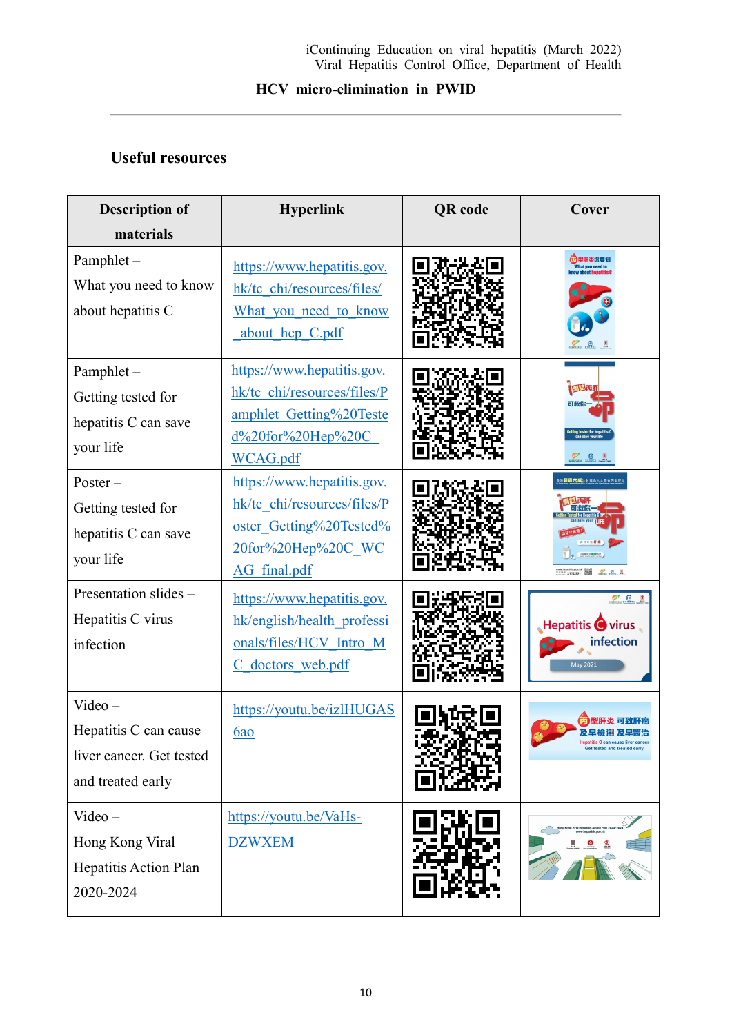## Useful resources

| Description of materials | Hyperlink | QR code | Cover |
|---|---|---|---|
| Pamphlet – What you need to know about hepatitis C | https://www.hepatitis.gov.hk/tc_chi/resources/files/What_you_need_to_know_about_hep_C.pdf | | |
| Pamphlet – Getting tested for hepatitis C can save your life | https://www.hepatitis.gov.hk/tc_chi/resources/files/Pamphlet_Getting%20Tested%20for%20Hep%20C_WCAG.pdf | | |
| Poster – Getting tested for hepatitis C can save your life | https://www.hepatitis.gov.hk/tc_chi/resources/files/Poster_Getting%20Tested%20for%20Hep%20C_WCAG_final.pdf | | |
| Presentation slides – Hepatitis C virus infection | https://www.hepatitis.gov.hk/english/health_professionals/files/HCV_Intro_MC_doctors_web.pdf | | |
| Video – Hepatitis C can cause liver cancer. Get tested and treated early | https://youtu.be/izlHUGAS6ao | | |
| Video – Hong Kong Viral Hepatitis Action Plan 2020-2024 | https://youtu.be/VaHs-DZWXEM | | |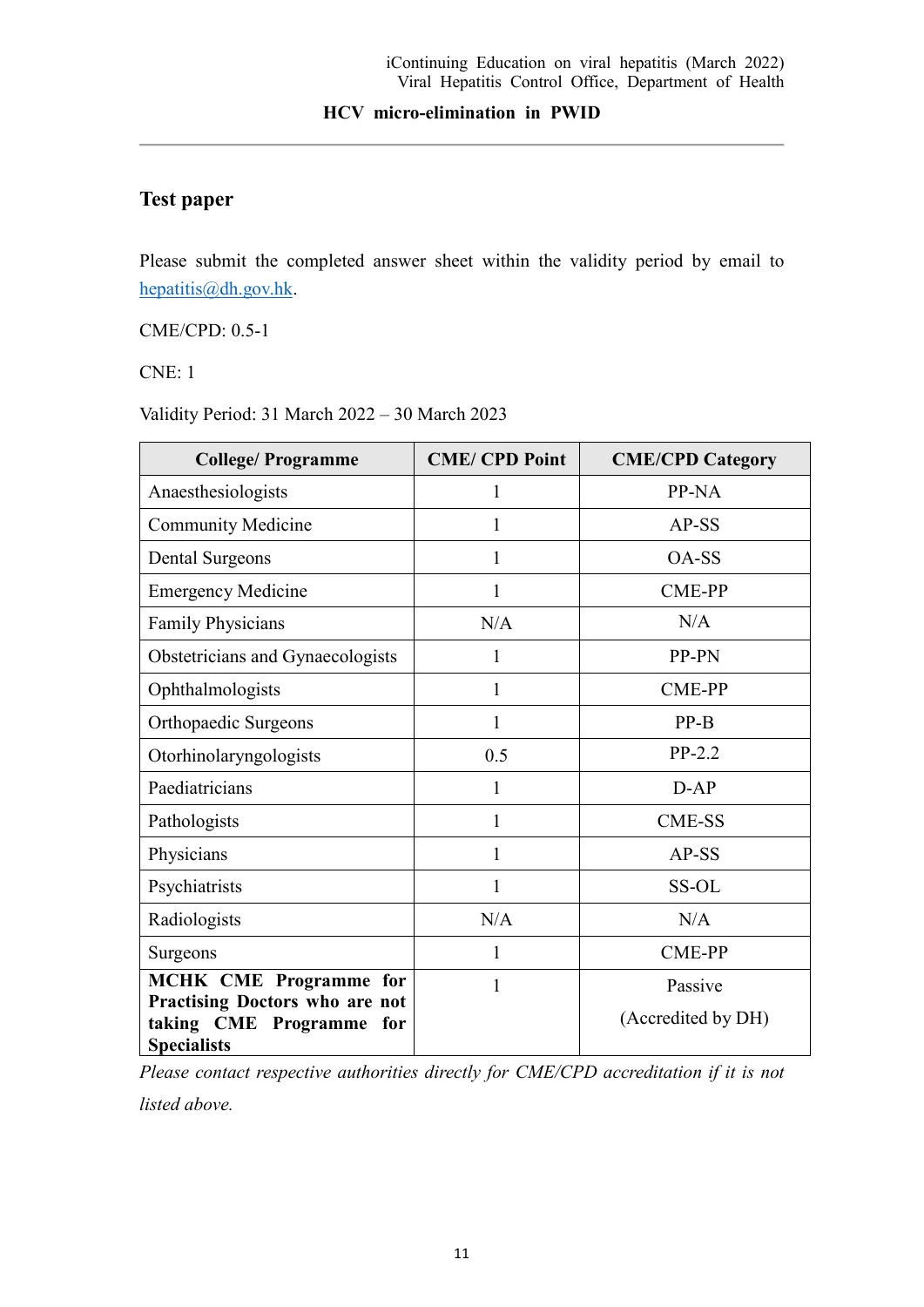## Test paper

Please submit the completed answer sheet within the validity period by email to [hepatitis@dh.gov.hk](mailto:hepatitis@dh.gov.hk).

CME/CPD: 0.5-1

CNE: 1

Validity Period: 31 March 2022 – 30 March 2023

| College/ Programme | CME/ CPD Point | CME/CPD Category |
|---|---|---|
| Anaesthesiologists | 1 | PP-NA |
| Community Medicine | 1 | AP-SS |
| Dental Surgeons | 1 | OA-SS |
| Emergency Medicine | 1 | CME-PP |
| Family Physicians | N/A | N/A |
| Obstetricians and Gynaecologists | 1 | PP-PN |
| Ophthalmologists | 1 | CME-PP |
| Orthopaedic Surgeons | 1 | PP-B |
| Otorhinolaryngologists | 0.5 | PP-2.2 |
| Paediatricians | 1 | D-AP |
| Pathologists | 1 | CME-SS |
| Physicians | 1 | AP-SS |
| Psychiatrists | 1 | SS-OL |
| Radiologists | N/A | N/A |
| Surgeons | 1 | CME-PP |
| **MCHK CME Programme for Practising Doctors who are not taking CME Programme for Specialists** | 1 | Passive (Accredited by DH) |

*Please contact respective authorities directly for CME/CPD accreditation if it is not listed above.*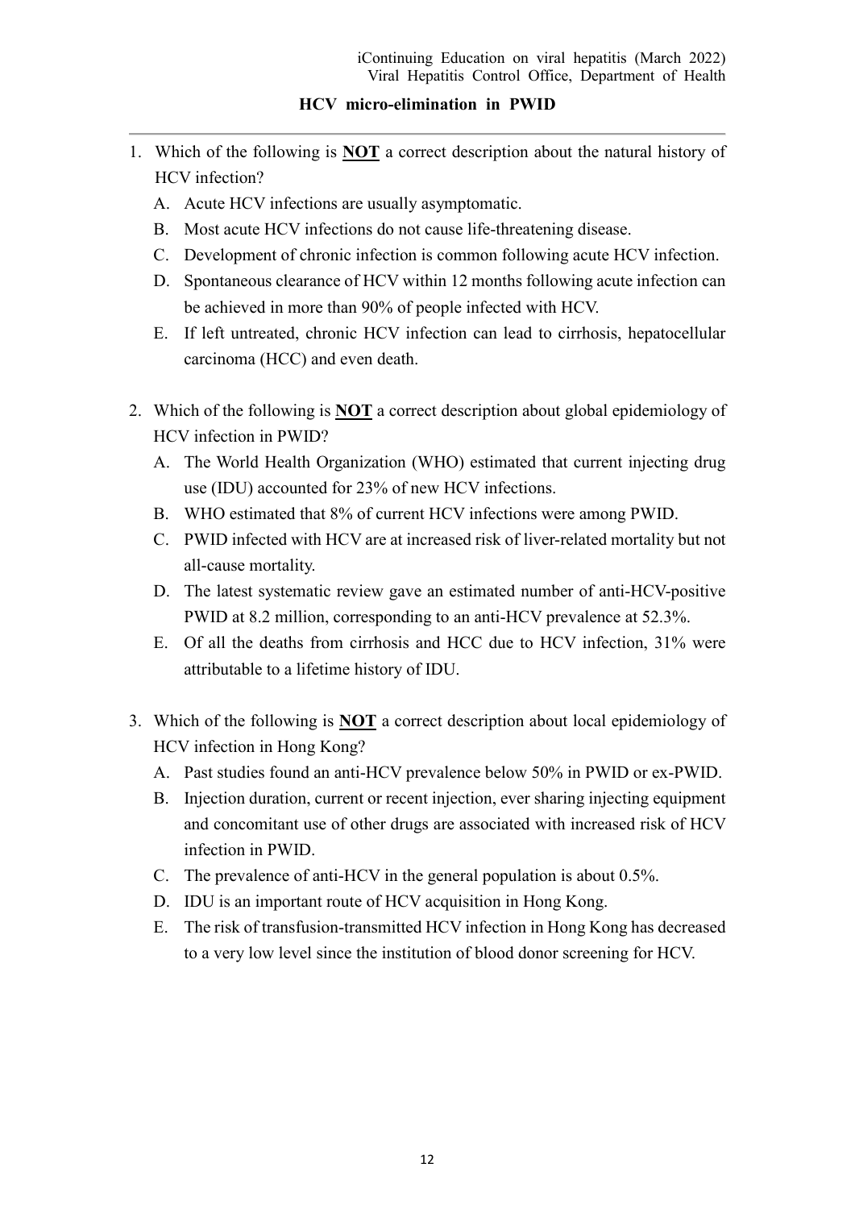## HCV micro-elimination in PWID

1. Which of the following is **NOT** a correct description about the natural history of HCV infection?
   A. Acute HCV infections are usually asymptomatic.
   B. Most acute HCV infections do not cause life-threatening disease.
   C. Development of chronic infection is common following acute HCV infection.
   D. Spontaneous clearance of HCV within 12 months following acute infection can be achieved in more than 90% of people infected with HCV.
   E. If left untreated, chronic HCV infection can lead to cirrhosis, hepatocellular carcinoma (HCC) and even death.

2. Which of the following is **NOT** a correct description about global epidemiology of HCV infection in PWID?
   A. The World Health Organization (WHO) estimated that current injecting drug use (IDU) accounted for 23% of new HCV infections.
   B. WHO estimated that 8% of current HCV infections were among PWID.
   C. PWID infected with HCV are at increased risk of liver-related mortality but not all-cause mortality.
   D. The latest systematic review gave an estimated number of anti-HCV-positive PWID at 8.2 million, corresponding to an anti-HCV prevalence at 52.3%.
   E. Of all the deaths from cirrhosis and HCC due to HCV infection, 31% were attributable to a lifetime history of IDU.

3. Which of the following is **NOT** a correct description about local epidemiology of HCV infection in Hong Kong?
   A. Past studies found an anti-HCV prevalence below 50% in PWID or ex-PWID.
   B. Injection duration, current or recent injection, ever sharing injecting equipment and concomitant use of other drugs are associated with increased risk of HCV infection in PWID.
   C. The prevalence of anti-HCV in the general population is about 0.5%.
   D. IDU is an important route of HCV acquisition in Hong Kong.
   E. The risk of transfusion-transmitted HCV infection in Hong Kong has decreased to a very low level since the institution of blood donor screening for HCV.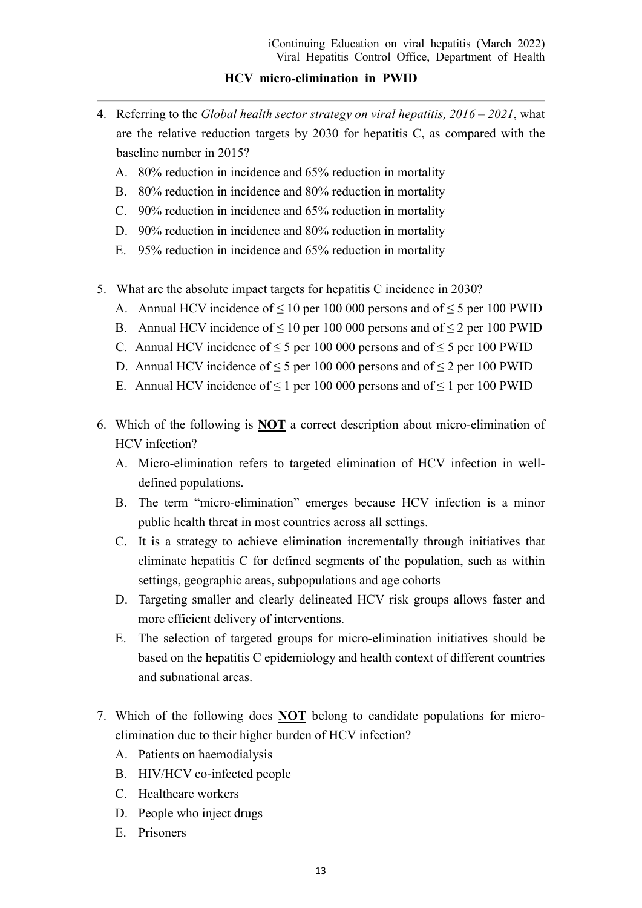## HCV micro-elimination in PWID

4. Referring to the *Global health sector strategy on viral hepatitis, 2016 – 2021*, what are the relative reduction targets by 2030 for hepatitis C, as compared with the baseline number in 2015?
   A. 80% reduction in incidence and 65% reduction in mortality
   B. 80% reduction in incidence and 80% reduction in mortality
   C. 90% reduction in incidence and 65% reduction in mortality
   D. 90% reduction in incidence and 80% reduction in mortality
   E. 95% reduction in incidence and 65% reduction in mortality

5. What are the absolute impact targets for hepatitis C incidence in 2030?
   A. Annual HCV incidence of ≤ 10 per 100 000 persons and of ≤ 5 per 100 PWID
   B. Annual HCV incidence of ≤ 10 per 100 000 persons and of ≤ 2 per 100 PWID
   C. Annual HCV incidence of ≤ 5 per 100 000 persons and of ≤ 5 per 100 PWID
   D. Annual HCV incidence of ≤ 5 per 100 000 persons and of ≤ 2 per 100 PWID
   E. Annual HCV incidence of ≤ 1 per 100 000 persons and of ≤ 1 per 100 PWID

6. Which of the following is **NOT** a correct description about micro-elimination of HCV infection?
   A. Micro-elimination refers to targeted elimination of HCV infection in well-defined populations.
   B. The term "micro-elimination" emerges because HCV infection is a minor public health threat in most countries across all settings.
   C. It is a strategy to achieve elimination incrementally through initiatives that eliminate hepatitis C for defined segments of the population, such as within settings, geographic areas, subpopulations and age cohorts
   D. Targeting smaller and clearly delineated HCV risk groups allows faster and more efficient delivery of interventions.
   E. The selection of targeted groups for micro-elimination initiatives should be based on the hepatitis C epidemiology and health context of different countries and subnational areas.

7. Which of the following does **NOT** belong to candidate populations for micro-elimination due to their higher burden of HCV infection?
   A. Patients on haemodialysis
   B. HIV/HCV co-infected people
   C. Healthcare workers
   D. People who inject drugs
   E. Prisoners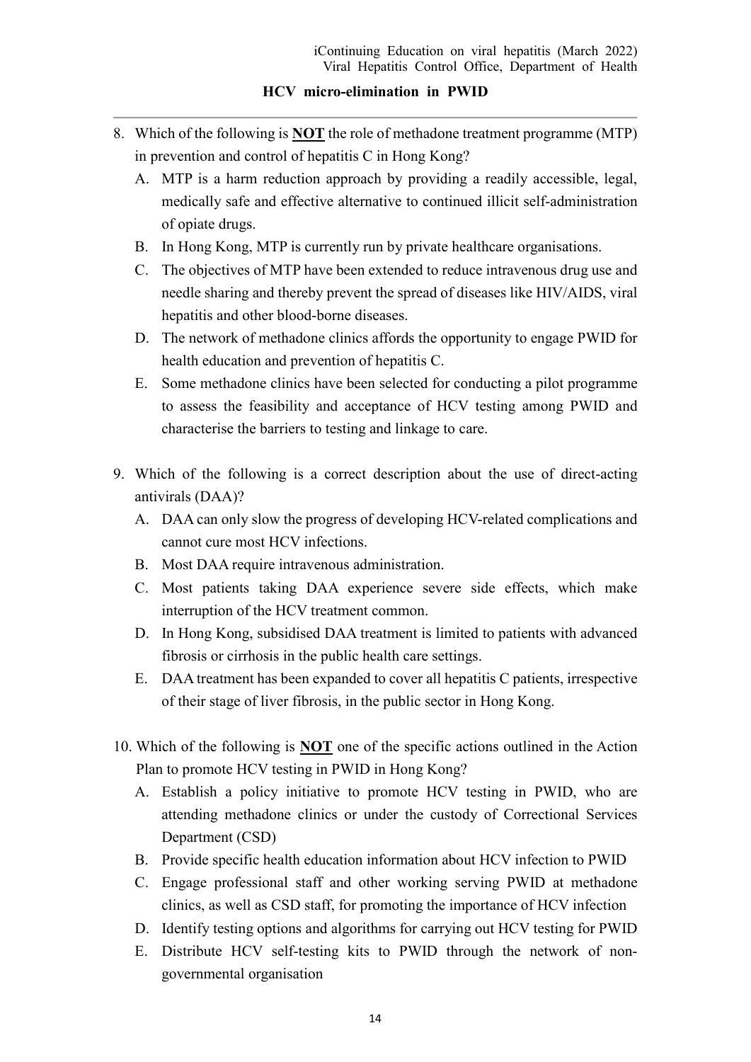## HCV micro-elimination in PWID

8. Which of the following is **NOT** the role of methadone treatment programme (MTP) in prevention and control of hepatitis C in Hong Kong?
   - A. MTP is a harm reduction approach by providing a readily accessible, legal, medically safe and effective alternative to continued illicit self-administration of opiate drugs.
   - B. In Hong Kong, MTP is currently run by private healthcare organisations.
   - C. The objectives of MTP have been extended to reduce intravenous drug use and needle sharing and thereby prevent the spread of diseases like HIV/AIDS, viral hepatitis and other blood-borne diseases.
   - D. The network of methadone clinics affords the opportunity to engage PWID for health education and prevention of hepatitis C.
   - E. Some methadone clinics have been selected for conducting a pilot programme to assess the feasibility and acceptance of HCV testing among PWID and characterise the barriers to testing and linkage to care.

9. Which of the following is a correct description about the use of direct-acting antivirals (DAA)?
   - A. DAA can only slow the progress of developing HCV-related complications and cannot cure most HCV infections.
   - B. Most DAA require intravenous administration.
   - C. Most patients taking DAA experience severe side effects, which make interruption of the HCV treatment common.
   - D. In Hong Kong, subsidised DAA treatment is limited to patients with advanced fibrosis or cirrhosis in the public health care settings.
   - E. DAA treatment has been expanded to cover all hepatitis C patients, irrespective of their stage of liver fibrosis, in the public sector in Hong Kong.

10. Which of the following is **NOT** one of the specific actions outlined in the Action Plan to promote HCV testing in PWID in Hong Kong?
    - A. Establish a policy initiative to promote HCV testing in PWID, who are attending methadone clinics or under the custody of Correctional Services Department (CSD)
    - B. Provide specific health education information about HCV infection to PWID
    - C. Engage professional staff and other working serving PWID at methadone clinics, as well as CSD staff, for promoting the importance of HCV infection
    - D. Identify testing options and algorithms for carrying out HCV testing for PWID
    - E. Distribute HCV self-testing kits to PWID through the network of non-governmental organisation